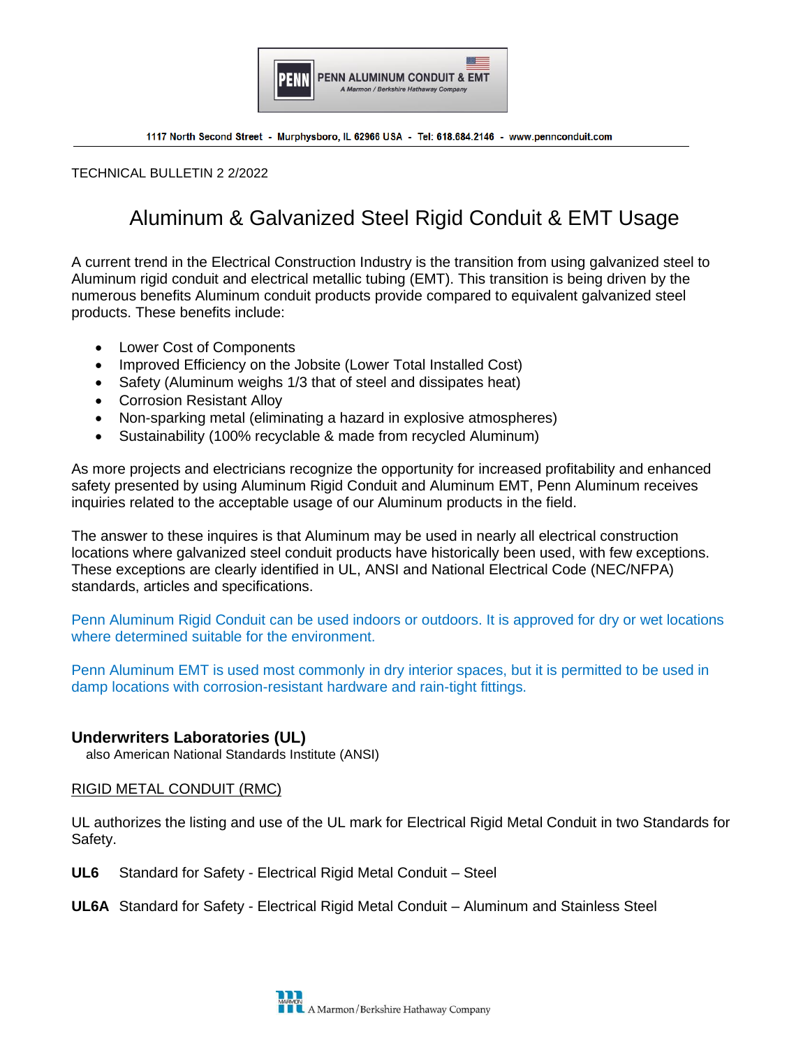PENN ALUMINUM CONDUIT & EMT
A Marmon / Berkshire Hathaway Company

1117 North Second Street - Murphysboro, IL 62966 USA - Tel: 618.684.2146 - www.pennconduit.com

TECHNICAL BULLETIN 2 2/2022

# Aluminum & Galvanized Steel Rigid Conduit & EMT Usage

A current trend in the Electrical Construction Industry is the transition from using galvanized steel to Aluminum rigid conduit and electrical metallic tubing (EMT). This transition is being driven by the numerous benefits Aluminum conduit products provide compared to equivalent galvanized steel products. These benefits include:

- Lower Cost of Components
- Improved Efficiency on the Jobsite (Lower Total Installed Cost)
- Safety (Aluminum weighs 1/3 that of steel and dissipates heat)
- Corrosion Resistant Alloy
- Non-sparking metal (eliminating a hazard in explosive atmospheres)
- Sustainability (100% recyclable & made from recycled Aluminum)

As more projects and electricians recognize the opportunity for increased profitability and enhanced safety presented by using Aluminum Rigid Conduit and Aluminum EMT, Penn Aluminum receives inquiries related to the acceptable usage of our Aluminum products in the field.

The answer to these inquires is that Aluminum may be used in nearly all electrical construction locations where galvanized steel conduit products have historically been used, with few exceptions. These exceptions are clearly identified in UL, ANSI and National Electrical Code (NEC/NFPA) standards, articles and specifications.

Penn Aluminum Rigid Conduit can be used indoors or outdoors. It is approved for dry or wet locations where determined suitable for the environment.

Penn Aluminum EMT is used most commonly in dry interior spaces, but it is permitted to be used in damp locations with corrosion-resistant hardware and rain-tight fittings.

## Underwriters Laboratories (UL)

also American National Standards Institute (ANSI)

RIGID METAL CONDUIT (RMC)

UL authorizes the listing and use of the UL mark for Electrical Rigid Metal Conduit in two Standards for Safety.

**UL6** Standard for Safety - Electrical Rigid Metal Conduit – Steel

**UL6A** Standard for Safety - Electrical Rigid Metal Conduit – Aluminum and Stainless Steel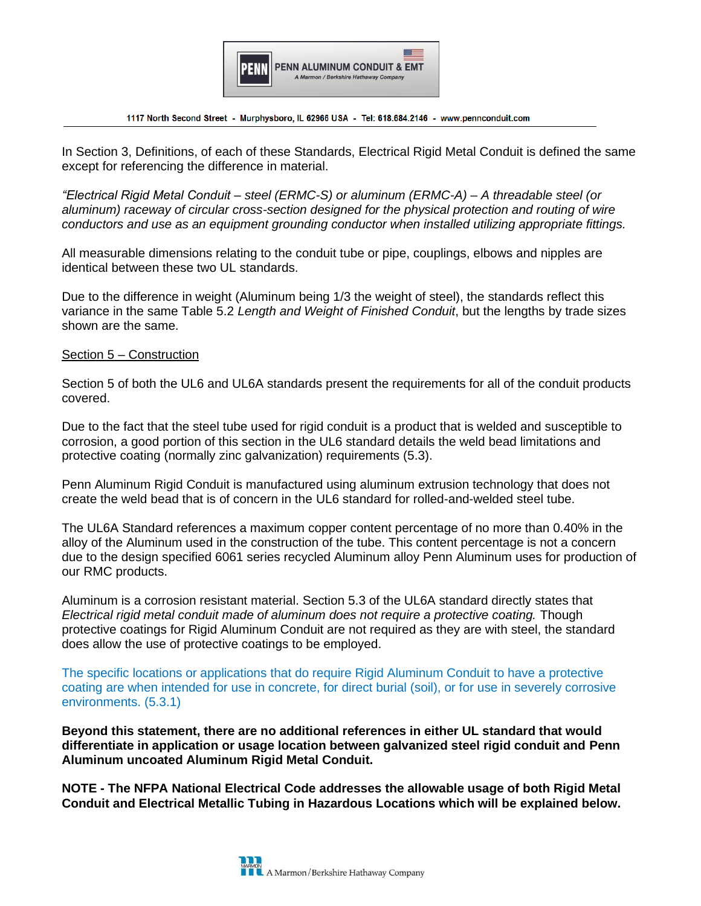In Section 3, Definitions, of each of these Standards, Electrical Rigid Metal Conduit is defined the same except for referencing the difference in material.

*"Electrical Rigid Metal Conduit – steel (ERMC-S) or aluminum (ERMC-A) – A threadable steel (or aluminum) raceway of circular cross-section designed for the physical protection and routing of wire conductors and use as an equipment grounding conductor when installed utilizing appropriate fittings.*

All measurable dimensions relating to the conduit tube or pipe, couplings, elbows and nipples are identical between these two UL standards.

Due to the difference in weight (Aluminum being 1/3 the weight of steel), the standards reflect this variance in the same Table 5.2 *Length and Weight of Finished Conduit*, but the lengths by trade sizes shown are the same.

<u>Section 5 – Construction</u>

Section 5 of both the UL6 and UL6A standards present the requirements for all of the conduit products covered.

Due to the fact that the steel tube used for rigid conduit is a product that is welded and susceptible to corrosion, a good portion of this section in the UL6 standard details the weld bead limitations and protective coating (normally zinc galvanization) requirements (5.3).

Penn Aluminum Rigid Conduit is manufactured using aluminum extrusion technology that does not create the weld bead that is of concern in the UL6 standard for rolled-and-welded steel tube.

The UL6A Standard references a maximum copper content percentage of no more than 0.40% in the alloy of the Aluminum used in the construction of the tube. This content percentage is not a concern due to the design specified 6061 series recycled Aluminum alloy Penn Aluminum uses for production of our RMC products.

Aluminum is a corrosion resistant material. Section 5.3 of the UL6A standard directly states that *Electrical rigid metal conduit made of aluminum does not require a protective coating.* Though protective coatings for Rigid Aluminum Conduit are not required as they are with steel, the standard does allow the use of protective coatings to be employed.

The specific locations or applications that do require Rigid Aluminum Conduit to have a protective coating are when intended for use in concrete, for direct burial (soil), or for use in severely corrosive environments. (5.3.1)

**Beyond this statement, there are no additional references in either UL standard that would differentiate in application or usage location between galvanized steel rigid conduit and Penn Aluminum uncoated Aluminum Rigid Metal Conduit.**

**NOTE - The NFPA National Electrical Code addresses the allowable usage of both Rigid Metal Conduit and Electrical Metallic Tubing in Hazardous Locations which will be explained below.**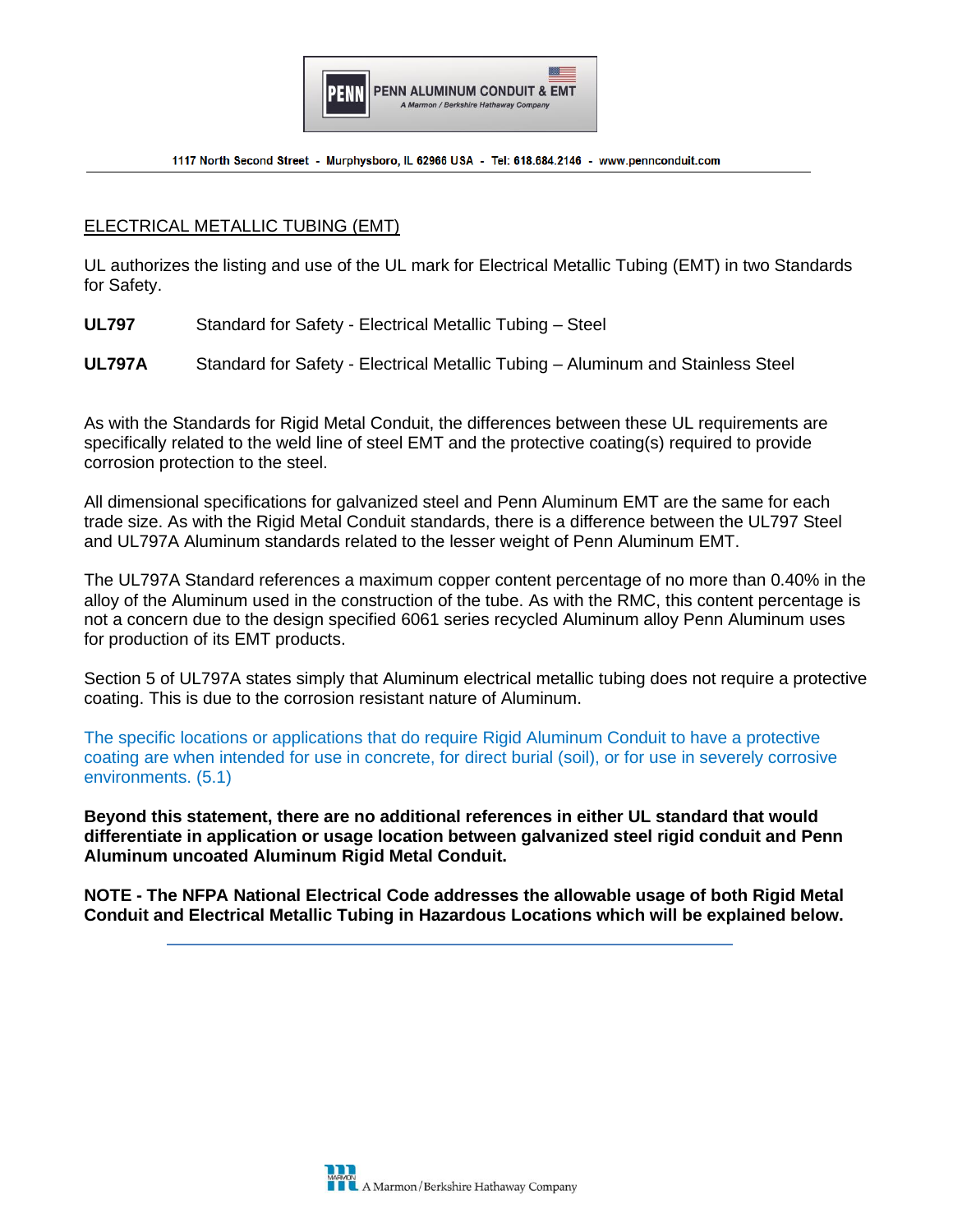## ELECTRICAL METALLIC TUBING (EMT)

UL authorizes the listing and use of the UL mark for Electrical Metallic Tubing (EMT) in two Standards for Safety.

**UL797** Standard for Safety - Electrical Metallic Tubing – Steel

**UL797A** Standard for Safety - Electrical Metallic Tubing – Aluminum and Stainless Steel

As with the Standards for Rigid Metal Conduit, the differences between these UL requirements are specifically related to the weld line of steel EMT and the protective coating(s) required to provide corrosion protection to the steel.

All dimensional specifications for galvanized steel and Penn Aluminum EMT are the same for each trade size. As with the Rigid Metal Conduit standards, there is a difference between the UL797 Steel and UL797A Aluminum standards related to the lesser weight of Penn Aluminum EMT.

The UL797A Standard references a maximum copper content percentage of no more than 0.40% in the alloy of the Aluminum used in the construction of the tube. As with the RMC, this content percentage is not a concern due to the design specified 6061 series recycled Aluminum alloy Penn Aluminum uses for production of its EMT products.

Section 5 of UL797A states simply that Aluminum electrical metallic tubing does not require a protective coating. This is due to the corrosion resistant nature of Aluminum.

The specific locations or applications that do require Rigid Aluminum Conduit to have a protective coating are when intended for use in concrete, for direct burial (soil), or for use in severely corrosive environments. (5.1)

**Beyond this statement, there are no additional references in either UL standard that would differentiate in application or usage location between galvanized steel rigid conduit and Penn Aluminum uncoated Aluminum Rigid Metal Conduit.**

**NOTE - The NFPA National Electrical Code addresses the allowable usage of both Rigid Metal Conduit and Electrical Metallic Tubing in Hazardous Locations which will be explained below.**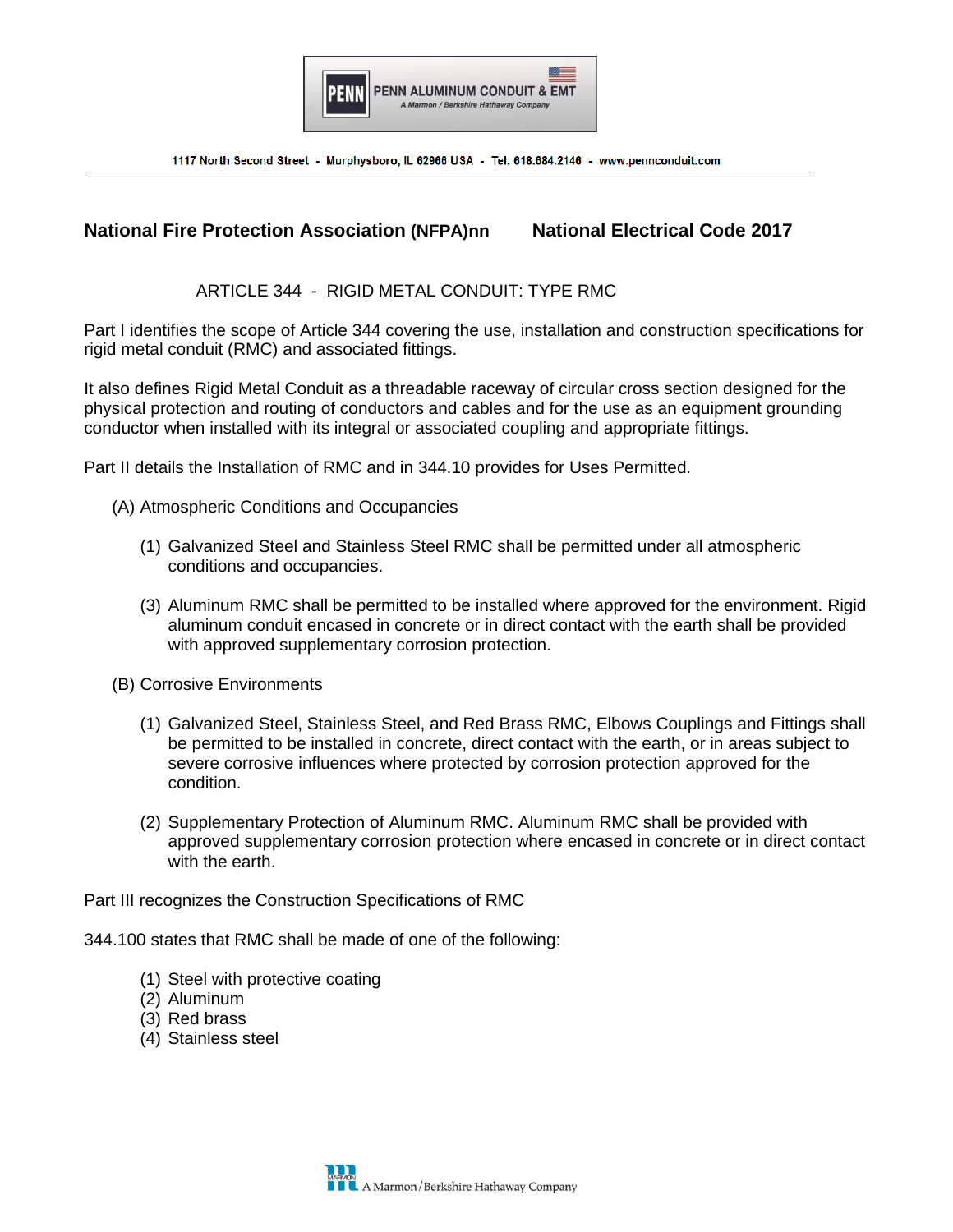## National Fire Protection Association (NFPA)nn National Electrical Code 2017

### ARTICLE 344 - RIGID METAL CONDUIT: TYPE RMC

Part I identifies the scope of Article 344 covering the use, installation and construction specifications for rigid metal conduit (RMC) and associated fittings.

It also defines Rigid Metal Conduit as a threadable raceway of circular cross section designed for the physical protection and routing of conductors and cables and for the use as an equipment grounding conductor when installed with its integral or associated coupling and appropriate fittings.

Part II details the Installation of RMC and in 344.10 provides for Uses Permitted.

(A) Atmospheric Conditions and Occupancies

(1) Galvanized Steel and Stainless Steel RMC shall be permitted under all atmospheric conditions and occupancies.

(3) Aluminum RMC shall be permitted to be installed where approved for the environment. Rigid aluminum conduit encased in concrete or in direct contact with the earth shall be provided with approved supplementary corrosion protection.

(B) Corrosive Environments

(1) Galvanized Steel, Stainless Steel, and Red Brass RMC, Elbows Couplings and Fittings shall be permitted to be installed in concrete, direct contact with the earth, or in areas subject to severe corrosive influences where protected by corrosion protection approved for the condition.

(2) Supplementary Protection of Aluminum RMC. Aluminum RMC shall be provided with approved supplementary corrosion protection where encased in concrete or in direct contact with the earth.

Part III recognizes the Construction Specifications of RMC

344.100 states that RMC shall be made of one of the following:

(1) Steel with protective coating
(2) Aluminum
(3) Red brass
(4) Stainless steel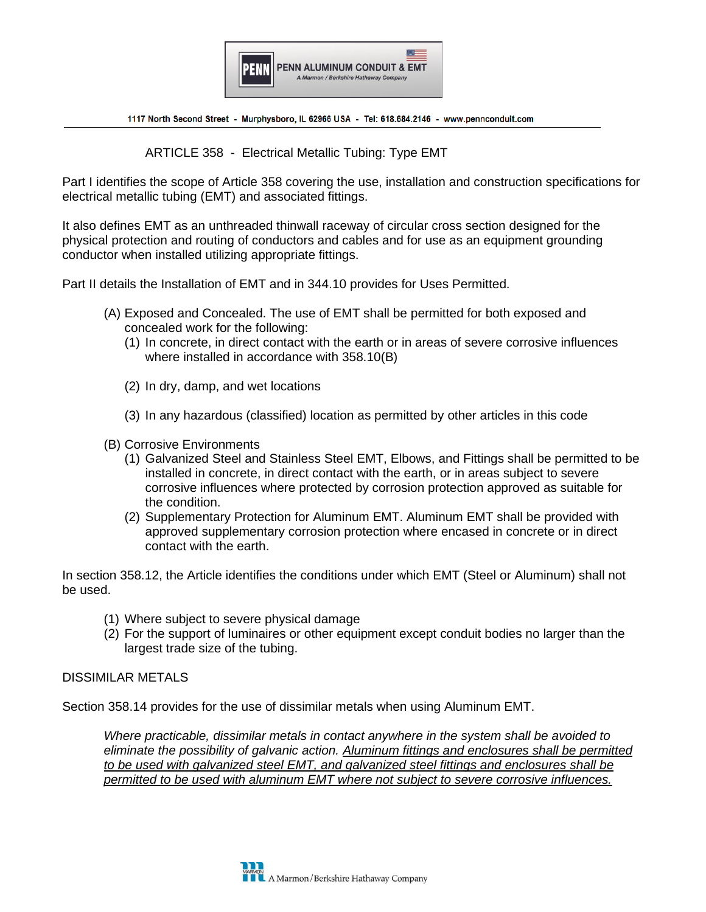ARTICLE 358 - Electrical Metallic Tubing: Type EMT

Part I identifies the scope of Article 358 covering the use, installation and construction specifications for electrical metallic tubing (EMT) and associated fittings.

It also defines EMT as an unthreaded thinwall raceway of circular cross section designed for the physical protection and routing of conductors and cables and for use as an equipment grounding conductor when installed utilizing appropriate fittings.

Part II details the Installation of EMT and in 344.10 provides for Uses Permitted.

(A) Exposed and Concealed. The use of EMT shall be permitted for both exposed and concealed work for the following:
   (1) In concrete, in direct contact with the earth or in areas of severe corrosive influences where installed in accordance with 358.10(B)

   (2) In dry, damp, and wet locations

   (3) In any hazardous (classified) location as permitted by other articles in this code

(B) Corrosive Environments
   (1) Galvanized Steel and Stainless Steel EMT, Elbows, and Fittings shall be permitted to be installed in concrete, in direct contact with the earth, or in areas subject to severe corrosive influences where protected by corrosion protection approved as suitable for the condition.
   (2) Supplementary Protection for Aluminum EMT. Aluminum EMT shall be provided with approved supplementary corrosion protection where encased in concrete or in direct contact with the earth.

In section 358.12, the Article identifies the conditions under which EMT (Steel or Aluminum) shall not be used.

(1) Where subject to severe physical damage
(2) For the support of luminaires or other equipment except conduit bodies no larger than the largest trade size of the tubing.

DISSIMILAR METALS

Section 358.14 provides for the use of dissimilar metals when using Aluminum EMT.

> *Where practicable, dissimilar metals in contact anywhere in the system shall be avoided to eliminate the possibility of galvanic action. <u>Aluminum fittings and enclosures shall be permitted to be used with galvanized steel EMT, and galvanized steel fittings and enclosures shall be permitted to be used with aluminum EMT where not subject to severe corrosive influences.</u>*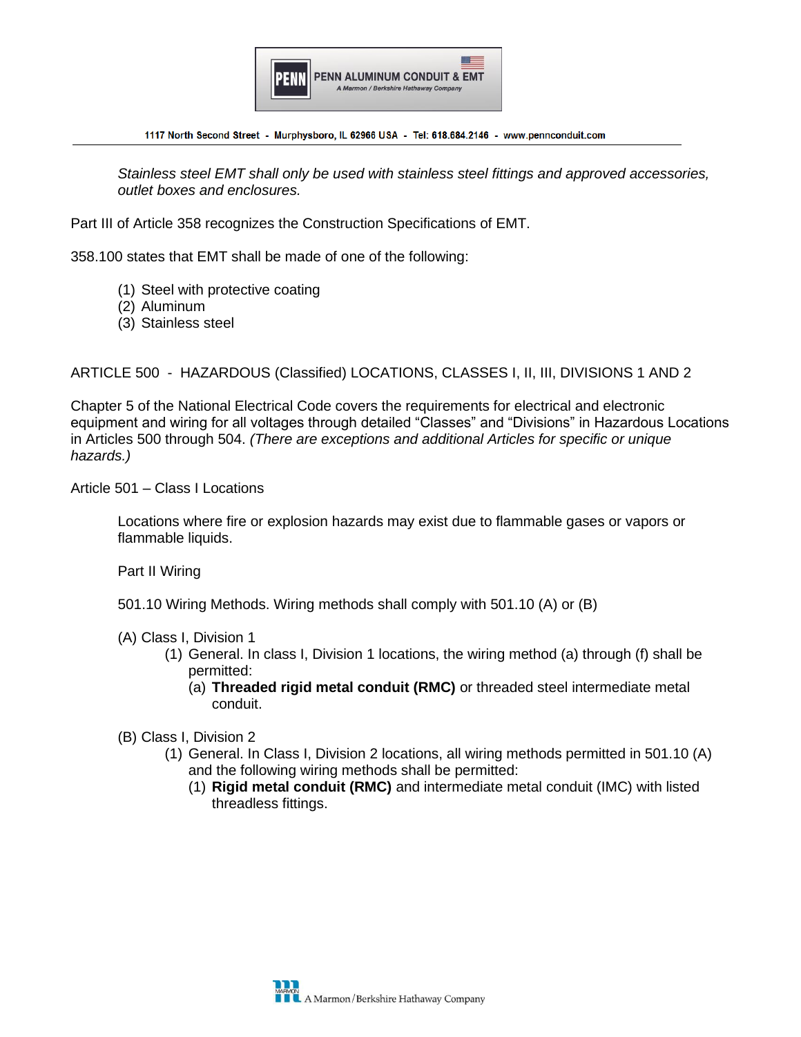*Stainless steel EMT shall only be used with stainless steel fittings and approved accessories, outlet boxes and enclosures.*

Part III of Article 358 recognizes the Construction Specifications of EMT.

358.100 states that EMT shall be made of one of the following:

(1) Steel with protective coating
(2) Aluminum
(3) Stainless steel

ARTICLE 500 - HAZARDOUS (Classified) LOCATIONS, CLASSES I, II, III, DIVISIONS 1 AND 2

Chapter 5 of the National Electrical Code covers the requirements for electrical and electronic equipment and wiring for all voltages through detailed "Classes" and "Divisions" in Hazardous Locations in Articles 500 through 504. *(There are exceptions and additional Articles for specific or unique hazards.)*

Article 501 – Class I Locations

Locations where fire or explosion hazards may exist due to flammable gases or vapors or flammable liquids.

Part II Wiring

501.10 Wiring Methods. Wiring methods shall comply with 501.10 (A) or (B)

(A) Class I, Division 1
  (1) General. In class I, Division 1 locations, the wiring method (a) through (f) shall be permitted:
    (a) **Threaded rigid metal conduit (RMC)** or threaded steel intermediate metal conduit.

(B) Class I, Division 2
  (1) General. In Class I, Division 2 locations, all wiring methods permitted in 501.10 (A) and the following wiring methods shall be permitted:
    (1) **Rigid metal conduit (RMC)** and intermediate metal conduit (IMC) with listed threadless fittings.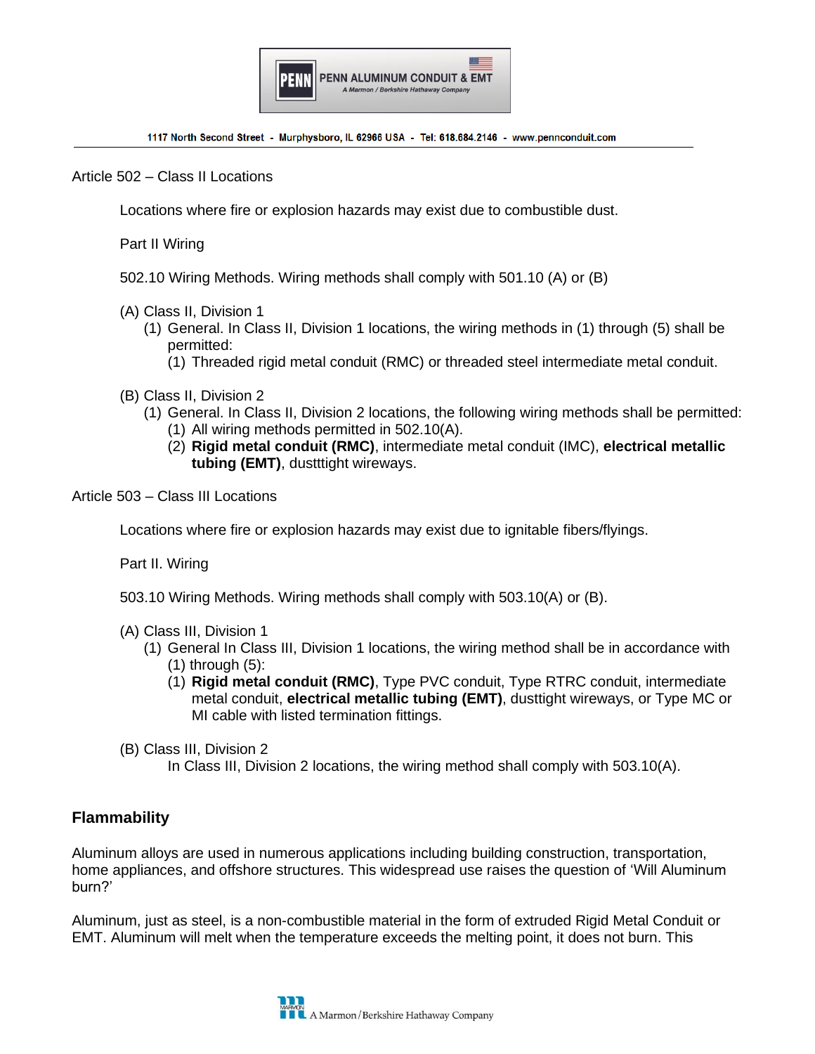Article 502 – Class II Locations

Locations where fire or explosion hazards may exist due to combustible dust.

Part II Wiring

502.10 Wiring Methods. Wiring methods shall comply with 501.10 (A) or (B)

(A) Class II, Division 1
  (1) General. In Class II, Division 1 locations, the wiring methods in (1) through (5) shall be permitted:
    (1) Threaded rigid metal conduit (RMC) or threaded steel intermediate metal conduit.

(B) Class II, Division 2
  (1) General. In Class II, Division 2 locations, the following wiring methods shall be permitted:
    (1) All wiring methods permitted in 502.10(A).
    (2) **Rigid metal conduit (RMC)**, intermediate metal conduit (IMC), **electrical metallic tubing (EMT)**, dustttight wireways.

Article 503 – Class III Locations

Locations where fire or explosion hazards may exist due to ignitable fibers/flyings.

Part II. Wiring

503.10 Wiring Methods. Wiring methods shall comply with 503.10(A) or (B).

(A) Class III, Division 1
  (1) General In Class III, Division 1 locations, the wiring method shall be in accordance with (1) through (5):
    (1) **Rigid metal conduit (RMC)**, Type PVC conduit, Type RTRC conduit, intermediate metal conduit, **electrical metallic tubing (EMT)**, dusttight wireways, or Type MC or MI cable with listed termination fittings.

(B) Class III, Division 2
  In Class III, Division 2 locations, the wiring method shall comply with 503.10(A).

## Flammability

Aluminum alloys are used in numerous applications including building construction, transportation, home appliances, and offshore structures. This widespread use raises the question of 'Will Aluminum burn?'

Aluminum, just as steel, is a non-combustible material in the form of extruded Rigid Metal Conduit or EMT. Aluminum will melt when the temperature exceeds the melting point, it does not burn. This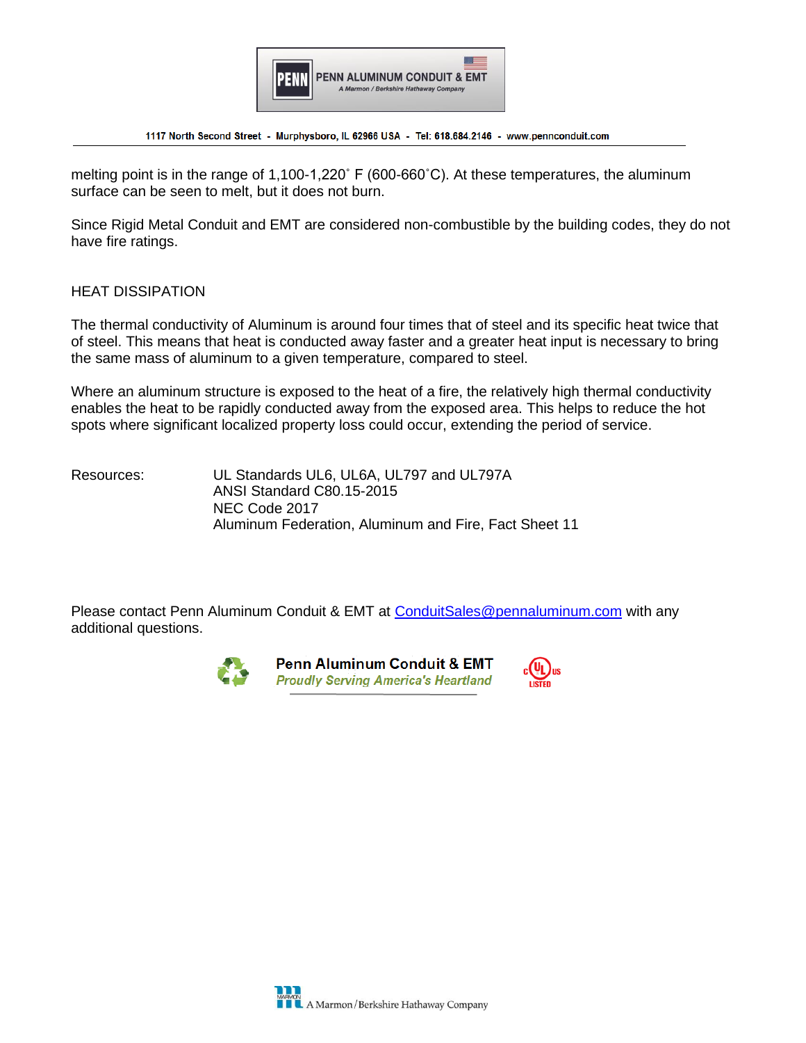melting point is in the range of 1,100-1,220˚ F (600-660˚C). At these temperatures, the aluminum surface can be seen to melt, but it does not burn.

Since Rigid Metal Conduit and EMT are considered non-combustible by the building codes, they do not have fire ratings.

## HEAT DISSIPATION

The thermal conductivity of Aluminum is around four times that of steel and its specific heat twice that of steel. This means that heat is conducted away faster and a greater heat input is necessary to bring the same mass of aluminum to a given temperature, compared to steel.

Where an aluminum structure is exposed to the heat of a fire, the relatively high thermal conductivity enables the heat to be rapidly conducted away from the exposed area. This helps to reduce the hot spots where significant localized property loss could occur, extending the period of service.

Resources:
- UL Standards UL6, UL6A, UL797 and UL797A
- ANSI Standard C80.15-2015
- NEC Code 2017
- Aluminum Federation, Aluminum and Fire, Fact Sheet 11

Please contact Penn Aluminum Conduit & EMT at [ConduitSales@pennaluminum.com](mailto:ConduitSales@pennaluminum.com) with any additional questions.

**Penn Aluminum Conduit & EMT**
*Proudly Serving America's Heartland*